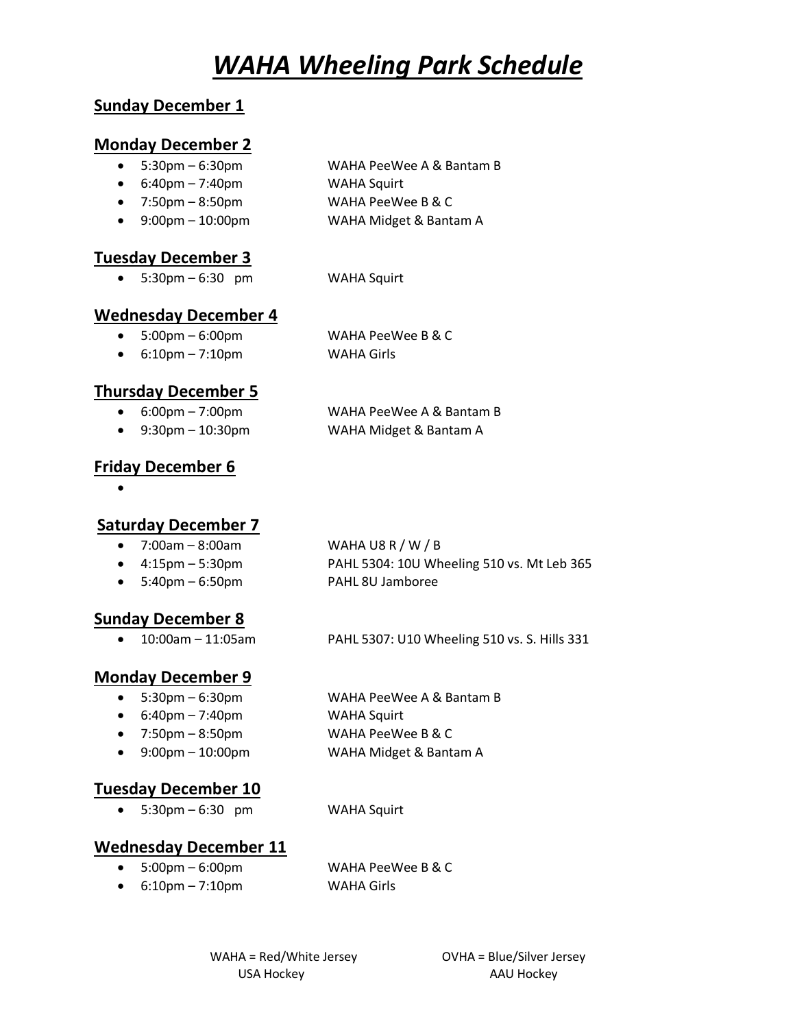# *WAHA Wheeling Park Schedule*

## Sunday December 1

## Monday December 2

- 5:30pm – 6:30pm WAHA PeeWee A & Bantam B
- 6:40pm – 7:40pm WAHA Squirt
- 7:50pm – 8:50pm WAHA PeeWee B & C
- 9:00pm – 10:00pm WAHA Midget & Bantam A

## Tuesday December 3

- 5:30pm – 6:30 pm WAHA Squirt

## Wednesday December 4

- 5:00pm – 6:00pm WAHA PeeWee B & C
- 6:10pm – 7:10pm WAHA Girls

## Thursday December 5

- 6:00pm – 7:00pm WAHA PeeWee A & Bantam B
- 9:30pm – 10:30pm WAHA Midget & Bantam A

## Friday December 6

-

## Saturday December 7

- 7:00am – 8:00am WAHA U8 R / W / B
- 4:15pm – 5:30pm PAHL 5304: 10U Wheeling 510 vs. Mt Leb 365
- 5:40pm – 6:50pm PAHL 8U Jamboree

## Sunday December 8

- 10:00am – 11:05am PAHL 5307: U10 Wheeling 510 vs. S. Hills 331

## Monday December 9

- 5:30pm – 6:30pm WAHA PeeWee A & Bantam B
- 6:40pm – 7:40pm WAHA Squirt
- 7:50pm – 8:50pm WAHA PeeWee B & C
- 9:00pm – 10:00pm WAHA Midget & Bantam A

## Tuesday December 10

- 5:30pm – 6:30 pm WAHA Squirt

## Wednesday December 11

- 5:00pm – 6:00pm WAHA PeeWee B & C
- 6:10pm – 7:10pm WAHA Girls

WAHA = Red/White Jersey
USA Hockey

OVHA = Blue/Silver Jersey
AAU Hockey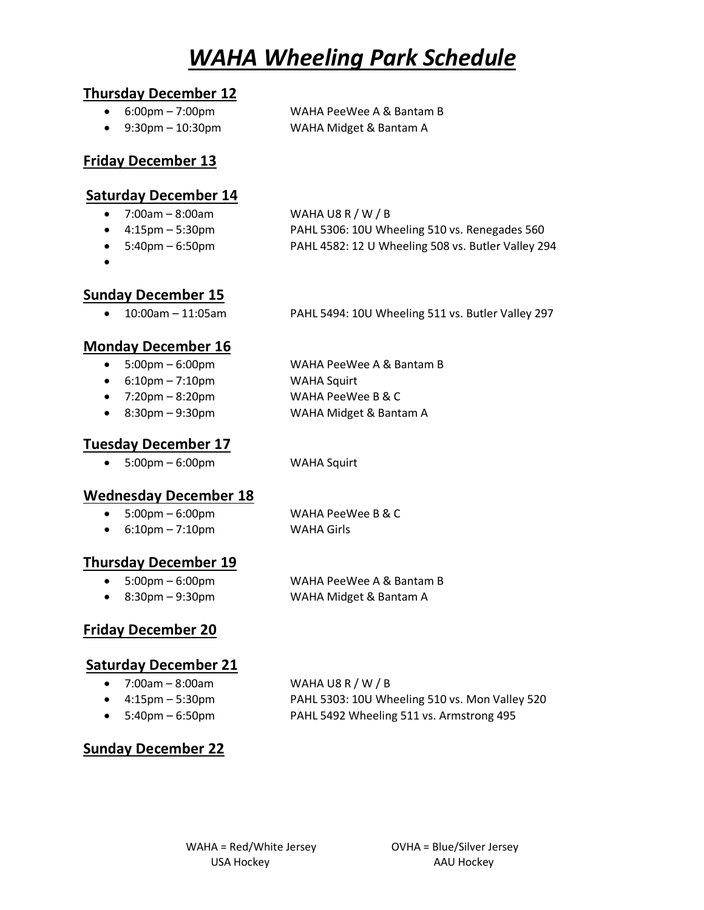# *WAHA Wheeling Park Schedule*

## Thursday December 12

- 6:00pm – 7:00pm WAHA PeeWee A & Bantam B
- 9:30pm – 10:30pm WAHA Midget & Bantam A

## Friday December 13

## Saturday December 14

- 7:00am – 8:00am WAHA U8 R / W / B
- 4:15pm – 5:30pm PAHL 5306: 10U Wheeling 510 vs. Renegades 560
- 5:40pm – 6:50pm PAHL 4582: 12 U Wheeling 508 vs. Butler Valley 294
-

## Sunday December 15

- 10:00am – 11:05am PAHL 5494: 10U Wheeling 511 vs. Butler Valley 297

## Monday December 16

- 5:00pm – 6:00pm WAHA PeeWee A & Bantam B
- 6:10pm – 7:10pm WAHA Squirt
- 7:20pm – 8:20pm WAHA PeeWee B & C
- 8:30pm – 9:30pm WAHA Midget & Bantam A

## Tuesday December 17

- 5:00pm – 6:00pm WAHA Squirt

## Wednesday December 18

- 5:00pm – 6:00pm WAHA PeeWee B & C
- 6:10pm – 7:10pm WAHA Girls

## Thursday December 19

- 5:00pm – 6:00pm WAHA PeeWee A & Bantam B
- 8:30pm – 9:30pm WAHA Midget & Bantam A

## Friday December 20

## Saturday December 21

- 7:00am – 8:00am WAHA U8 R / W / B
- 4:15pm – 5:30pm PAHL 5303: 10U Wheeling 510 vs. Mon Valley 520
- 5:40pm – 6:50pm PAHL 5492 Wheeling 511 vs. Armstrong 495

## Sunday December 22

WAHA = Red/White Jersey
USA Hockey

OVHA = Blue/Silver Jersey
AAU Hockey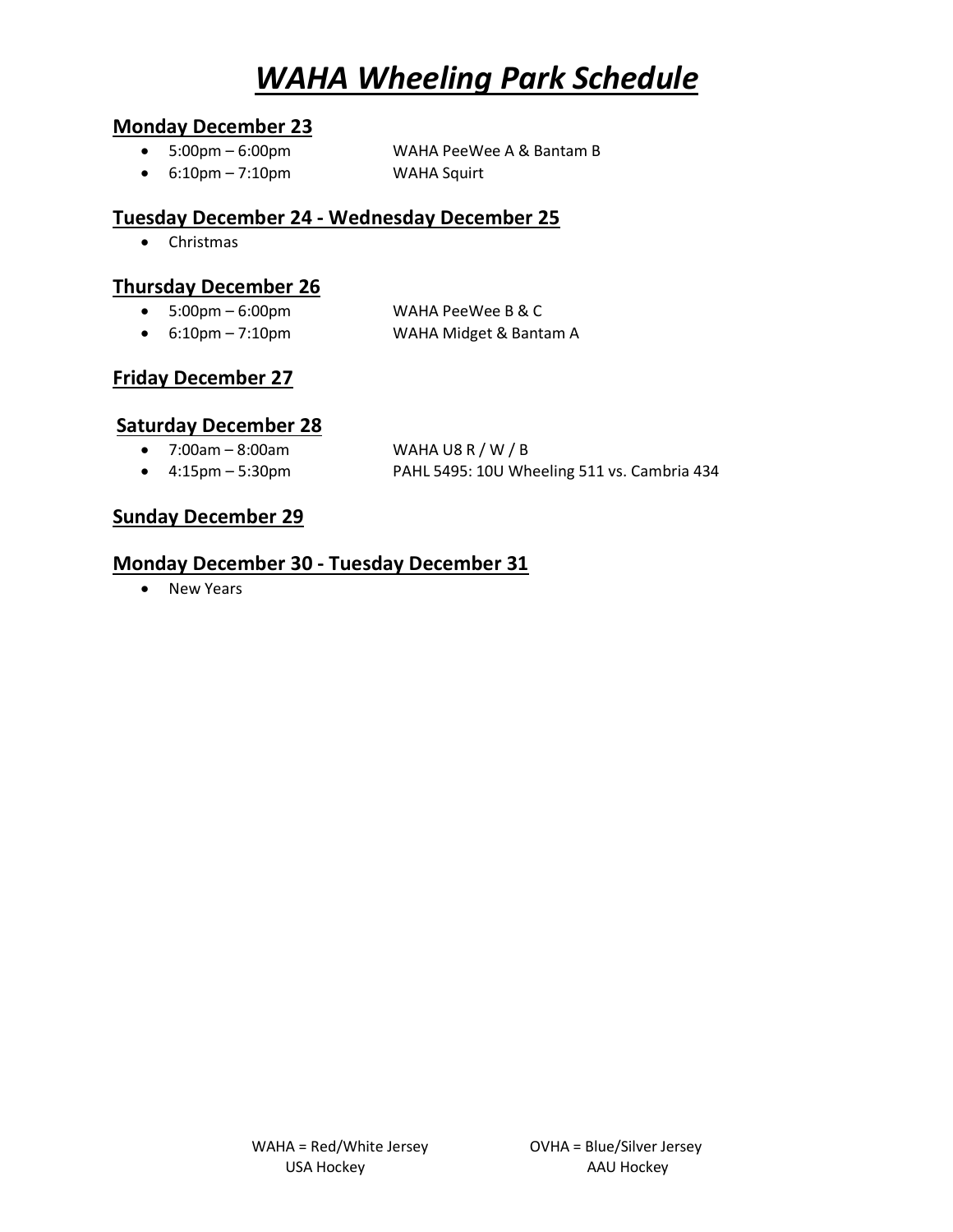# *WAHA Wheeling Park Schedule*

## Monday December 23

- 5:00pm – 6:00pm WAHA PeeWee A & Bantam B
- 6:10pm – 7:10pm WAHA Squirt

## Tuesday December 24 - Wednesday December 25

- Christmas

## Thursday December 26

- 5:00pm – 6:00pm WAHA PeeWee B & C
- 6:10pm – 7:10pm WAHA Midget & Bantam A

## Friday December 27

## Saturday December 28

- 7:00am – 8:00am WAHA U8 R / W / B
- 4:15pm – 5:30pm PAHL 5495: 10U Wheeling 511 vs. Cambria 434

## Sunday December 29

## Monday December 30 - Tuesday December 31

- New Years

WAHA = Red/White Jersey
USA Hockey

OVHA = Blue/Silver Jersey
AAU Hockey